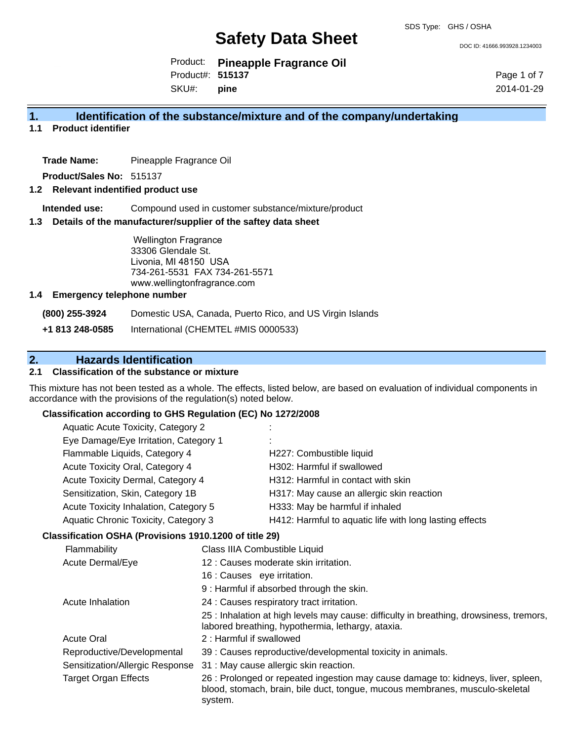# Safety Data Sheet

SDS Type: GHS / OSHA

DOC ID: 41666.993928.1234003

Product: **Pineapple Fragrance Oil**
Product#: **515137**
SKU#: **pine**

2014-01-29

## 1. Identification of the substance/mixture and of the company/undertaking

### 1.1 Product identifier

**Trade Name:** Pineapple Fragrance Oil

**Product/Sales No:** 515137

### 1.2 Relevant indentified product use

**Intended use:** Compound used in customer substance/mixture/product

### 1.3 Details of the manufacturer/supplier of the saftey data sheet

Wellington Fragrance
33306 Glendale St.
Livonia, MI 48150 USA
734-261-5531 FAX 734-261-5571
www.wellingtonfragrance.com

### 1.4 Emergency telephone number

| | |
|---|---|
| **(800) 255-3924** | Domestic USA, Canada, Puerto Rico, and US Virgin Islands |
| **+1 813 248-0585** | International (CHEMTEL #MIS 0000533) |

## 2. Hazards Identification

### 2.1 Classification of the substance or mixture

This mixture has not been tested as a whole. The effects, listed below, are based on evaluation of individual components in accordance with the provisions of the regulation(s) noted below.

**Classification according to GHS Regulation (EC) No 1272/2008**

| | |
|---|---|
| Aquatic Acute Toxicity, Category 2 | : |
| Eye Damage/Eye Irritation, Category 1 | : |
| Flammable Liquids, Category 4 | H227: Combustible liquid |
| Acute Toxicity Oral, Category 4 | H302: Harmful if swallowed |
| Acute Toxicity Dermal, Category 4 | H312: Harmful in contact with skin |
| Sensitization, Skin, Category 1B | H317: May cause an allergic skin reaction |
| Acute Toxicity Inhalation, Category 5 | H333: May be harmful if inhaled |
| Aquatic Chronic Toxicity, Category 3 | H412: Harmful to aquatic life with long lasting effects |

**Classification OSHA (Provisions 1910.1200 of title 29)**

| | |
|---|---|
| Flammability | Class IIIA Combustible Liquid |
| Acute Dermal/Eye | 12 : Causes moderate skin irritation. |
| | 16 : Causes eye irritation. |
| | 9 : Harmful if absorbed through the skin. |
| Acute Inhalation | 24 : Causes respiratory tract irritation. |
| | 25 : Inhalation at high levels may cause: difficulty in breathing, drowsiness, tremors, labored breathing, hypothermia, lethargy, ataxia. |
| Acute Oral | 2 : Harmful if swallowed |
| Reproductive/Developmental | 39 : Causes reproductive/developmental toxicity in animals. |
| Sensitization/Allergic Response | 31 : May cause allergic skin reaction. |
| Target Organ Effects | 26 : Prolonged or repeated ingestion may cause damage to: kidneys, liver, spleen, blood, stomach, brain, bile duct, tongue, mucous membranes, musculo-skeletal system. |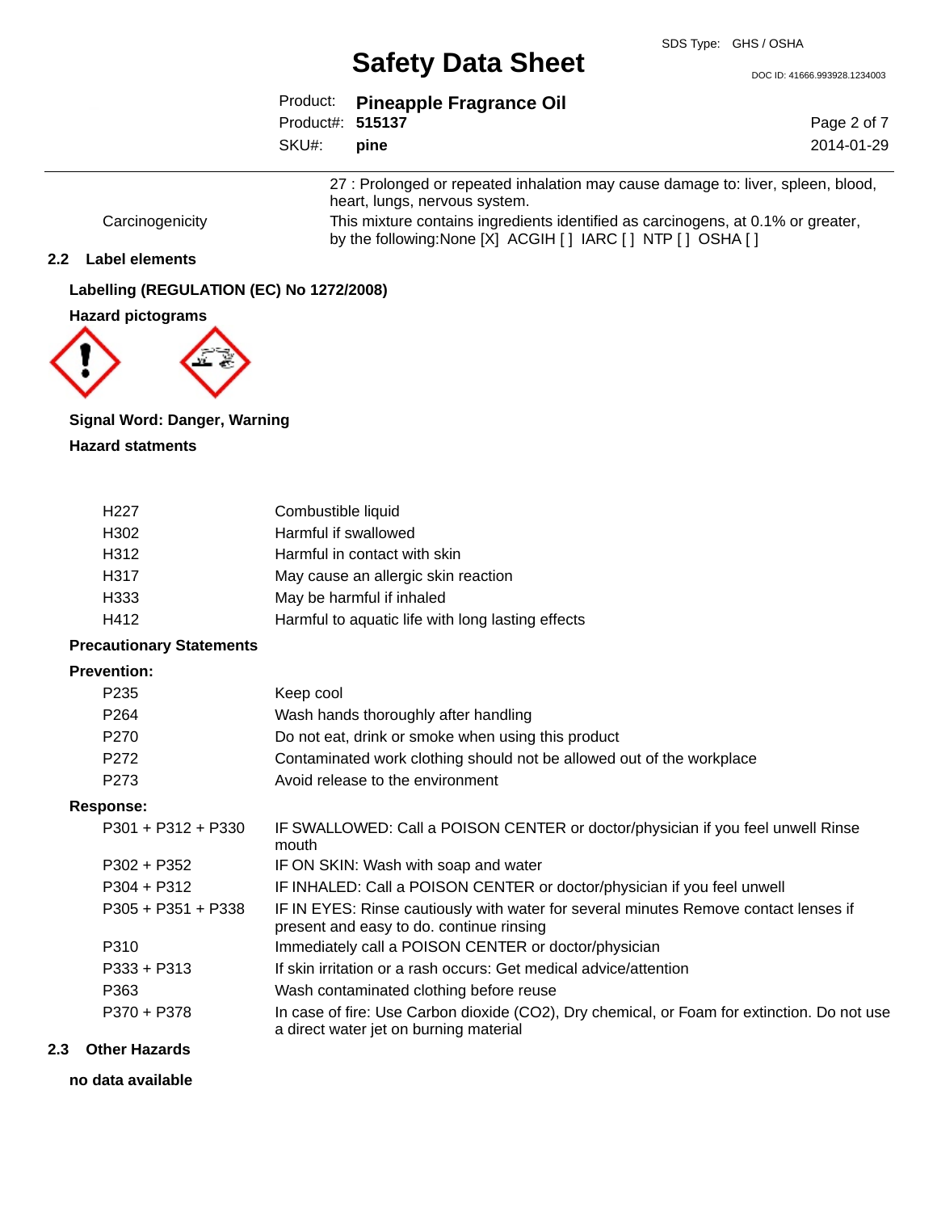| | |
|---|---|
| | 27 : Prolonged or repeated inhalation may cause damage to: liver, spleen, blood, heart, lungs, nervous system. |
| Carcinogenicity | This mixture contains ingredients identified as carcinogens, at 0.1% or greater, by the following:None [X] ACGIH [ ] IARC [ ] NTP [ ] OSHA [ ] |

## 2.2 Label elements

**Labelling (REGULATION (EC) No 1272/2008)**

**Hazard pictograms**

**Signal Word: Danger, Warning**

**Hazard statments**

| | |
|---|---|
| H227 | Combustible liquid |
| H302 | Harmful if swallowed |
| H312 | Harmful in contact with skin |
| H317 | May cause an allergic skin reaction |
| H333 | May be harmful if inhaled |
| H412 | Harmful to aquatic life with long lasting effects |

**Precautionary Statements**

**Prevention:**

| | |
|---|---|
| P235 | Keep cool |
| P264 | Wash hands thoroughly after handling |
| P270 | Do not eat, drink or smoke when using this product |
| P272 | Contaminated work clothing should not be allowed out of the workplace |
| P273 | Avoid release to the environment |

**Response:**

| | |
|---|---|
| P301 + P312 + P330 | IF SWALLOWED: Call a POISON CENTER or doctor/physician if you feel unwell Rinse mouth |
| P302 + P352 | IF ON SKIN: Wash with soap and water |
| P304 + P312 | IF INHALED: Call a POISON CENTER or doctor/physician if you feel unwell |
| P305 + P351 + P338 | IF IN EYES: Rinse cautiously with water for several minutes Remove contact lenses if present and easy to do. continue rinsing |
| P310 | Immediately call a POISON CENTER or doctor/physician |
| P333 + P313 | If skin irritation or a rash occurs: Get medical advice/attention |
| P363 | Wash contaminated clothing before reuse |
| P370 + P378 | In case of fire: Use Carbon dioxide ($CO_2$), Dry chemical, or Foam for extinction. Do not use a direct water jet on burning material |

## 2.3 Other Hazards

**no data available**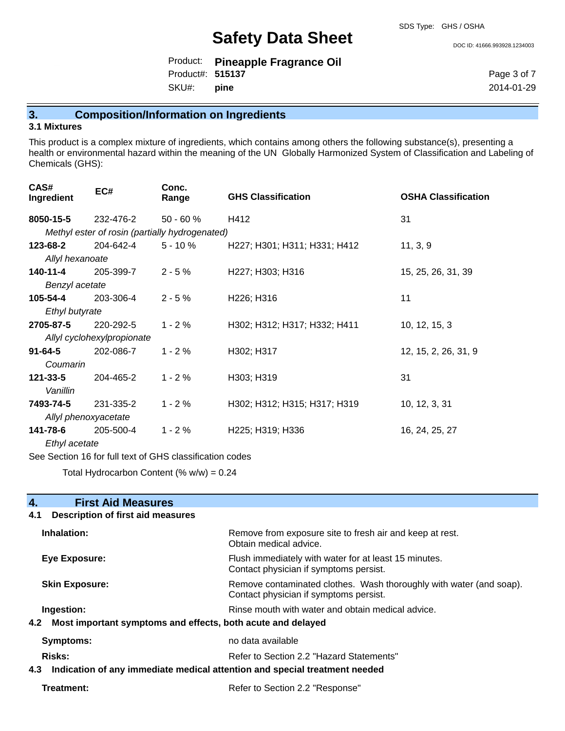## 3. Composition/Information on Ingredients

### 3.1 Mixtures

This product is a complex mixture of ingredients, which contains among others the following substance(s), presenting a health or environmental hazard within the meaning of the UN Globally Harmonized System of Classification and Labeling of Chemicals (GHS):

| CAS# Ingredient | EC# | Conc. Range | GHS Classification | OSHA Classification |
|---|---|---|---|---|
| **8050-15-5** | 232-476-2 | 50 - 60 % | H412 | 31 |
| *Methyl ester of rosin (partially hydrogenated)* | | | | |
| **123-68-2** | 204-642-4 | 5 - 10 % | H227; H301; H311; H331; H412 | 11, 3, 9 |
| *Allyl hexanoate* | | | | |
| **140-11-4** | 205-399-7 | 2 - 5 % | H227; H303; H316 | 15, 25, 26, 31, 39 |
| *Benzyl acetate* | | | | |
| **105-54-4** | 203-306-4 | 2 - 5 % | H226; H316 | 11 |
| *Ethyl butyrate* | | | | |
| **2705-87-5** | 220-292-5 | 1 - 2 % | H302; H312; H317; H332; H411 | 10, 12, 15, 3 |
| *Allyl cyclohexylpropionate* | | | | |
| **91-64-5** | 202-086-7 | 1 - 2 % | H302; H317 | 12, 15, 2, 26, 31, 9 |
| *Coumarin* | | | | |
| **121-33-5** | 204-465-2 | 1 - 2 % | H303; H319 | 31 |
| *Vanillin* | | | | |
| **7493-74-5** | 231-335-2 | 1 - 2 % | H302; H312; H315; H317; H319 | 10, 12, 3, 31 |
| *Allyl phenoxyacetate* | | | | |
| **141-78-6** | 205-500-4 | 1 - 2 % | H225; H319; H336 | 16, 24, 25, 27 |
| *Ethyl acetate* | | | | |

See Section 16 for full text of GHS classification codes

Total Hydrocarbon Content (% w/w) = 0.24

## 4. First Aid Measures

### 4.1 Description of first aid measures

**Inhalation:** Remove from exposure site to fresh air and keep at rest. Obtain medical advice.

**Eye Exposure:** Flush immediately with water for at least 15 minutes. Contact physician if symptoms persist.

**Skin Exposure:** Remove contaminated clothes. Wash thoroughly with water (and soap). Contact physician if symptoms persist.

**Ingestion:** Rinse mouth with water and obtain medical advice.

### 4.2 Most important symptoms and effects, both acute and delayed

**Symptoms:** no data available

**Risks:** Refer to Section 2.2 "Hazard Statements"

### 4.3 Indication of any immediate medical attention and special treatment needed

**Treatment:** Refer to Section 2.2 "Response"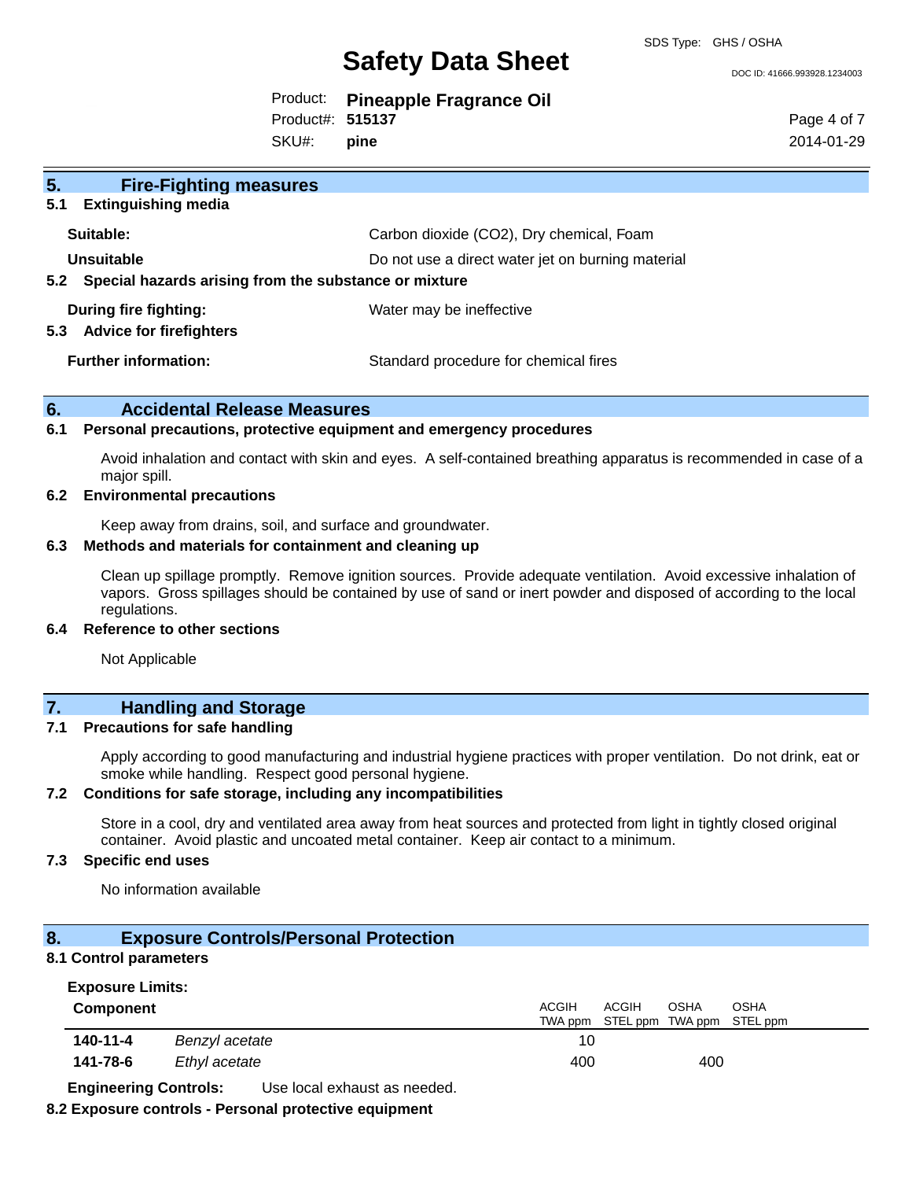## 5. Fire-Fighting measures

### 5.1 Extinguishing media

| | |
|---|---|
| **Suitable:** | Carbon dioxide ($CO_2$), Dry chemical, Foam |
| **Unsuitable** | Do not use a direct water jet on burning material |

### 5.2 Special hazards arising from the substance or mixture

| | |
|---|---|
| **During fire fighting:** | Water may be ineffective |

### 5.3 Advice for firefighters

| | |
|---|---|
| **Further information:** | Standard procedure for chemical fires |

## 6. Accidental Release Measures

### 6.1 Personal precautions, protective equipment and emergency procedures

Avoid inhalation and contact with skin and eyes. A self-contained breathing apparatus is recommended in case of a major spill.

### 6.2 Environmental precautions

Keep away from drains, soil, and surface and groundwater.

### 6.3 Methods and materials for containment and cleaning up

Clean up spillage promptly. Remove ignition sources. Provide adequate ventilation. Avoid excessive inhalation of vapors. Gross spillages should be contained by use of sand or inert powder and disposed of according to the local regulations.

### 6.4 Reference to other sections

Not Applicable

## 7. Handling and Storage

### 7.1 Precautions for safe handling

Apply according to good manufacturing and industrial hygiene practices with proper ventilation. Do not drink, eat or smoke while handling. Respect good personal hygiene.

### 7.2 Conditions for safe storage, including any incompatibilities

Store in a cool, dry and ventilated area away from heat sources and protected from light in tightly closed original container. Avoid plastic and uncoated metal container. Keep air contact to a minimum.

### 7.3 Specific end uses

No information available

## 8. Exposure Controls/Personal Protection

### 8.1 Control parameters

**Exposure Limits:**

| Component | | ACGIH TWA ppm | ACGIH STEL ppm | OSHA TWA ppm | OSHA STEL ppm |
|---|---|---|---|---|---|
| **140-11-4** | *Benzyl acetate* | 10 | | | |
| **141-78-6** | *Ethyl acetate* | 400 | | 400 | |

**Engineering Controls:** Use local exhaust as needed.

### 8.2 Exposure controls - Personal protective equipment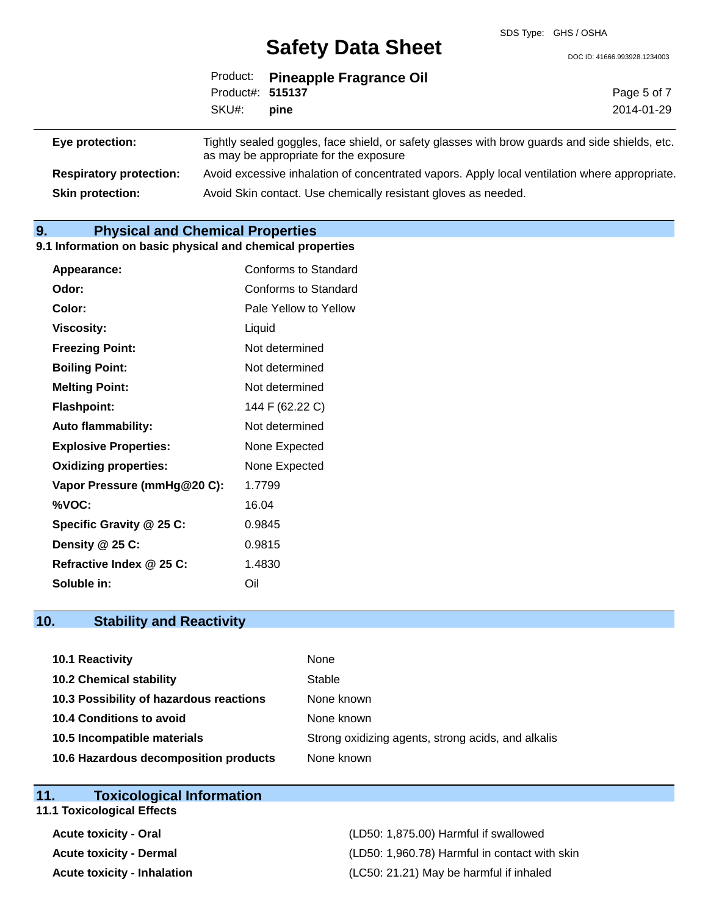| | |
|---|---|
| **Eye protection:** | Tightly sealed goggles, face shield, or safety glasses with brow guards and side shields, etc. as may be appropriate for the exposure |
| **Respiratory protection:** | Avoid excessive inhalation of concentrated vapors. Apply local ventilation where appropriate. |
| **Skin protection:** | Avoid Skin contact. Use chemically resistant gloves as needed. |

## 9. Physical and Chemical Properties

### 9.1 Information on basic physical and chemical properties

| | |
|---|---|
| **Appearance:** | Conforms to Standard |
| **Odor:** | Conforms to Standard |
| **Color:** | Pale Yellow to Yellow |
| **Viscosity:** | Liquid |
| **Freezing Point:** | Not determined |
| **Boiling Point:** | Not determined |
| **Melting Point:** | Not determined |
| **Flashpoint:** | 144 F (62.22 C) |
| **Auto flammability:** | Not determined |
| **Explosive Properties:** | None Expected |
| **Oxidizing properties:** | None Expected |
| **Vapor Pressure (mmHg@20 C):** | 1.7799 |
| **%VOC:** | 16.04 |
| **Specific Gravity @ 25 C:** | 0.9845 |
| **Density @ 25 C:** | 0.9815 |
| **Refractive Index @ 25 C:** | 1.4830 |
| **Soluble in:** | Oil |

## 10. Stability and Reactivity

| | |
|---|---|
| **10.1 Reactivity** | None |
| **10.2 Chemical stability** | Stable |
| **10.3 Possibility of hazardous reactions** | None known |
| **10.4 Conditions to avoid** | None known |
| **10.5 Incompatible materials** | Strong oxidizing agents, strong acids, and alkalis |
| **10.6 Hazardous decomposition products** | None known |

## 11. Toxicological Information

### 11.1 Toxicological Effects

| | |
|---|---|
| **Acute toxicity - Oral** | (LD50: 1,875.00) Harmful if swallowed |
| **Acute toxicity - Dermal** | (LD50: 1,960.78) Harmful in contact with skin |
| **Acute toxicity - Inhalation** | (LC50: 21.21) May be harmful if inhaled |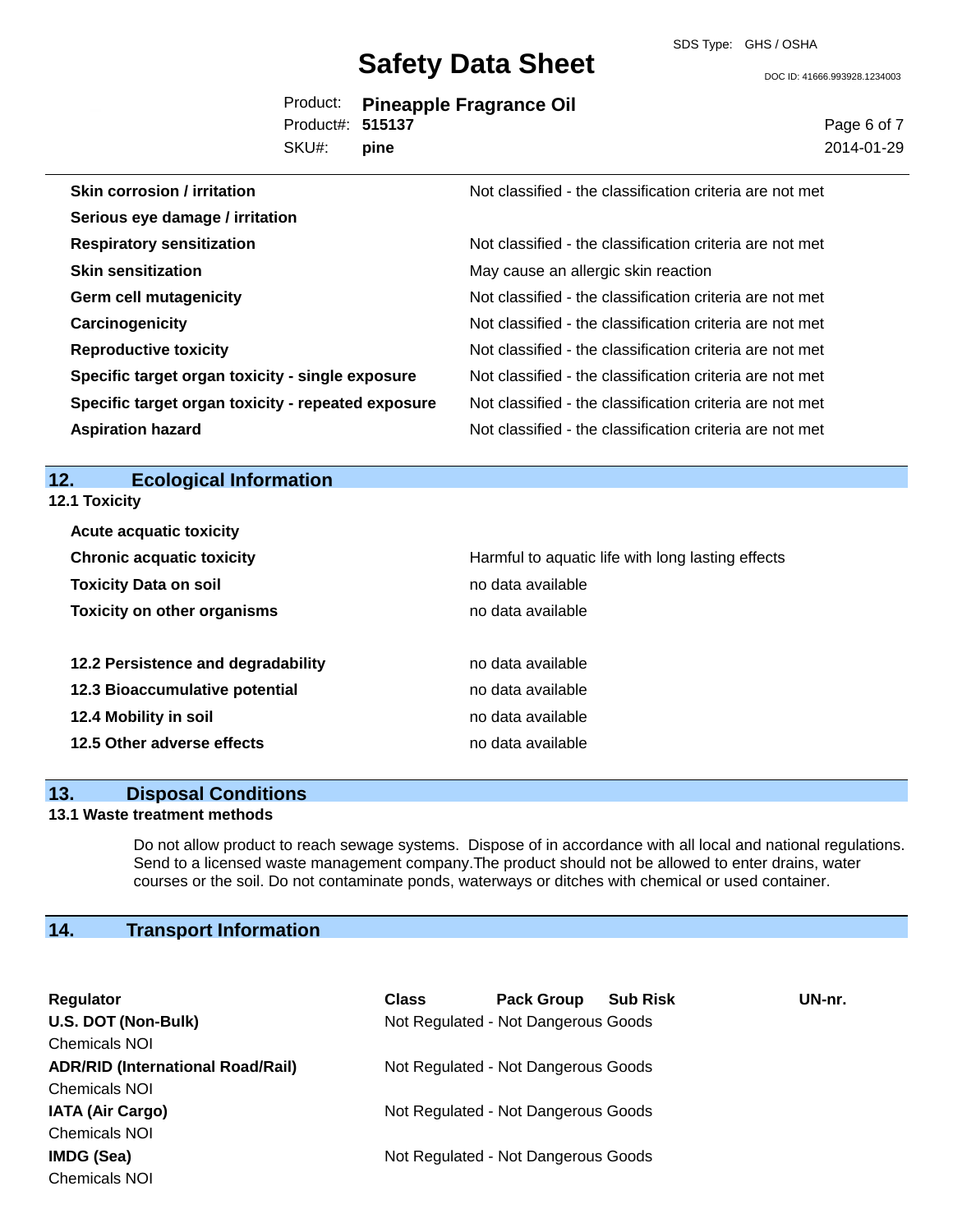| | |
|---|---|
| **Skin corrosion / irritation** | Not classified - the classification criteria are not met |
| **Serious eye damage / irritation** | |
| **Respiratory sensitization** | Not classified - the classification criteria are not met |
| **Skin sensitization** | May cause an allergic skin reaction |
| **Germ cell mutagenicity** | Not classified - the classification criteria are not met |
| **Carcinogenicity** | Not classified - the classification criteria are not met |
| **Reproductive toxicity** | Not classified - the classification criteria are not met |
| **Specific target organ toxicity - single exposure** | Not classified - the classification criteria are not met |
| **Specific target organ toxicity - repeated exposure** | Not classified - the classification criteria are not met |
| **Aspiration hazard** | Not classified - the classification criteria are not met |

## 12. Ecological Information

### 12.1 Toxicity

| | |
|---|---|
| **Acute acquatic toxicity** | |
| **Chronic acquatic toxicity** | Harmful to aquatic life with long lasting effects |
| **Toxicity Data on soil** | no data available |
| **Toxicity on other organisms** | no data available |

| | |
|---|---|
| **12.2 Persistence and degradability** | no data available |
| **12.3 Bioaccumulative potential** | no data available |
| **12.4 Mobility in soil** | no data available |
| **12.5 Other adverse effects** | no data available |

## 13. Disposal Conditions

### 13.1 Waste treatment methods

Do not allow product to reach sewage systems. Dispose of in accordance with all local and national regulations. Send to a licensed waste management company.The product should not be allowed to enter drains, water courses or the soil. Do not contaminate ponds, waterways or ditches with chemical or used container.

## 14. Transport Information

| Regulator | Class | Pack Group | Sub Risk | UN-nr. |
|---|---|---|---|---|
| **U.S. DOT (Non-Bulk)**<br>Chemicals NOI | Not Regulated - Not Dangerous Goods | | | |
| **ADR/RID (International Road/Rail)**<br>Chemicals NOI | Not Regulated - Not Dangerous Goods | | | |
| **IATA (Air Cargo)**<br>Chemicals NOI | Not Regulated - Not Dangerous Goods | | | |
| **IMDG (Sea)**<br>Chemicals NOI | Not Regulated - Not Dangerous Goods | | | |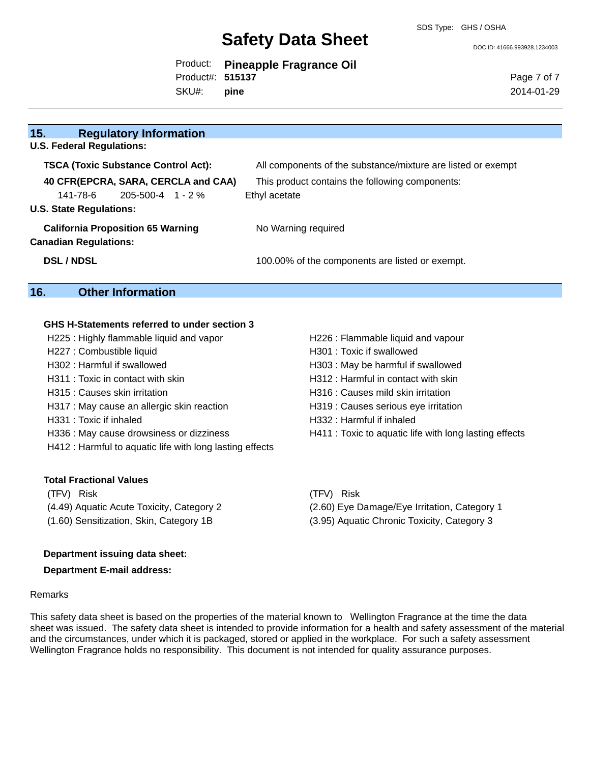## 15. Regulatory Information

**U.S. Federal Regulations:**

**TSCA (Toxic Substance Control Act):** All components of the substance/mixture are listed or exempt

**40 CFR(EPCRA, SARA, CERCLA and CAA)** This product contains the following components:

141-78-6 205-500-4 1 - 2 % Ethyl acetate

**U.S. State Regulations:**

**California Proposition 65 Warning** No Warning required

**Canadian Regulations:**

**DSL / NDSL** 100.00% of the components are listed or exempt.

## 16. Other Information

**GHS H-Statements referred to under section 3**

H225 : Highly flammable liquid and vapor
H226 : Flammable liquid and vapour
H227 : Combustible liquid
H301 : Toxic if swallowed
H302 : Harmful if swallowed
H303 : May be harmful if swallowed
H311 : Toxic in contact with skin
H312 : Harmful in contact with skin
H315 : Causes skin irritation
H316 : Causes mild skin irritation
H317 : May cause an allergic skin reaction
H319 : Causes serious eye irritation
H331 : Toxic if inhaled
H332 : Harmful if inhaled
H336 : May cause drowsiness or dizziness
H411 : Toxic to aquatic life with long lasting effects
H412 : Harmful to aquatic life with long lasting effects

**Total Fractional Values**

| (TFV) | Risk | (TFV) | Risk |
|---|---|---|---|
| (4.49) | Aquatic Acute Toxicity, Category 2 | (2.60) | Eye Damage/Eye Irritation, Category 1 |
| (1.60) | Sensitization, Skin, Category 1B | (3.95) | Aquatic Chronic Toxicity, Category 3 |

**Department issuing data sheet:**

**Department E-mail address:**

Remarks

This safety data sheet is based on the properties of the material known to Wellington Fragrance at the time the data sheet was issued. The safety data sheet is intended to provide information for a health and safety assessment of the material and the circumstances, under which it is packaged, stored or applied in the workplace. For such a safety assessment Wellington Fragrance holds no responsibility. This document is not intended for quality assurance purposes.